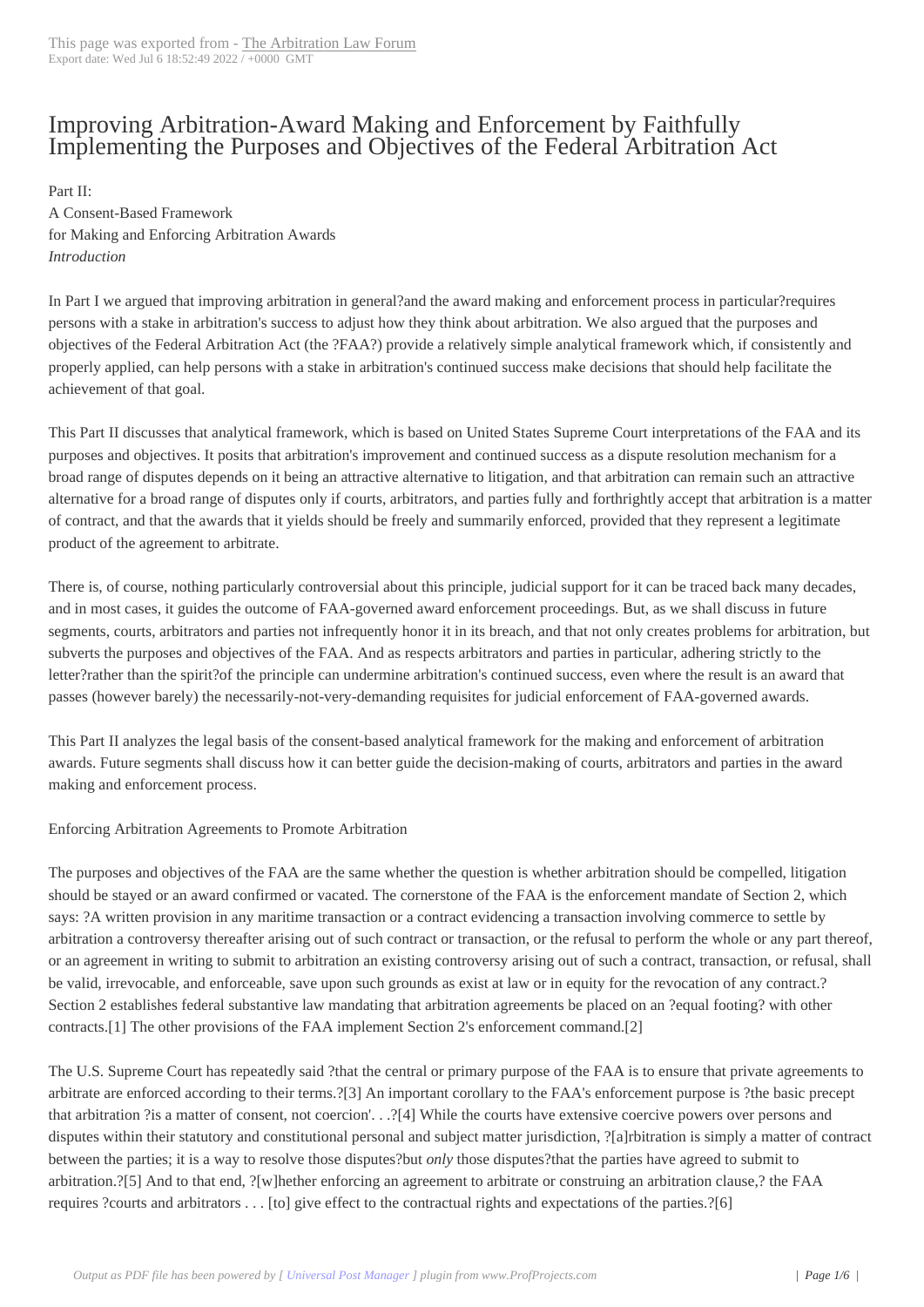# Improving Arbitration-Award Making and Enforcement by Faithfully Implementing the Purposes and Objectives of the Federal Arbitration Act

Part II:
A Consent-Based Framework
for Making and Enforcing Arbitration Awards
*Introduction*

In Part I we argued that improving arbitration in general?and the award making and enforcement process in particular?requires persons with a stake in arbitration's success to adjust how they think about arbitration. We also argued that the purposes and objectives of the Federal Arbitration Act (the ?FAA?) provide a relatively simple analytical framework which, if consistently and properly applied, can help persons with a stake in arbitration's continued success make decisions that should help facilitate the achievement of that goal.

This Part II discusses that analytical framework, which is based on United States Supreme Court interpretations of the FAA and its purposes and objectives. It posits that arbitration's improvement and continued success as a dispute resolution mechanism for a broad range of disputes depends on it being an attractive alternative to litigation, and that arbitration can remain such an attractive alternative for a broad range of disputes only if courts, arbitrators, and parties fully and forthrightly accept that arbitration is a matter of contract, and that the awards that it yields should be freely and summarily enforced, provided that they represent a legitimate product of the agreement to arbitrate.

There is, of course, nothing particularly controversial about this principle, judicial support for it can be traced back many decades, and in most cases, it guides the outcome of FAA-governed award enforcement proceedings. But, as we shall discuss in future segments, courts, arbitrators and parties not infrequently honor it in its breach, and that not only creates problems for arbitration, but subverts the purposes and objectives of the FAA. And as respects arbitrators and parties in particular, adhering strictly to the letter?rather than the spirit?of the principle can undermine arbitration's continued success, even where the result is an award that passes (however barely) the necessarily-not-very-demanding requisites for judicial enforcement of FAA-governed awards.

This Part II analyzes the legal basis of the consent-based analytical framework for the making and enforcement of arbitration awards. Future segments shall discuss how it can better guide the decision-making of courts, arbitrators and parties in the award making and enforcement process.

Enforcing Arbitration Agreements to Promote Arbitration

The purposes and objectives of the FAA are the same whether the question is whether arbitration should be compelled, litigation should be stayed or an award confirmed or vacated. The cornerstone of the FAA is the enforcement mandate of Section 2, which says: ?A written provision in any maritime transaction or a contract evidencing a transaction involving commerce to settle by arbitration a controversy thereafter arising out of such contract or transaction, or the refusal to perform the whole or any part thereof, or an agreement in writing to submit to arbitration an existing controversy arising out of such a contract, transaction, or refusal, shall be valid, irrevocable, and enforceable, save upon such grounds as exist at law or in equity for the revocation of any contract.? Section 2 establishes federal substantive law mandating that arbitration agreements be placed on an ?equal footing? with other contracts.[1] The other provisions of the FAA implement Section 2's enforcement command.[2]

The U.S. Supreme Court has repeatedly said ?that the central or primary purpose of the FAA is to ensure that private agreements to arbitrate are enforced according to their terms.?[3] An important corollary to the FAA's enforcement purpose is ?the basic precept that arbitration ?is a matter of consent, not coercion'. . .?[4] While the courts have extensive coercive powers over persons and disputes within their statutory and constitutional personal and subject matter jurisdiction, ?[a]rbitration is simply a matter of contract between the parties; it is a way to resolve those disputes?but *only* those disputes?that the parties have agreed to submit to arbitration.?[5] And to that end, ?[w]hether enforcing an agreement to arbitrate or construing an arbitration clause,? the FAA requires ?courts and arbitrators . . . [to] give effect to the contractual rights and expectations of the parties.?[6]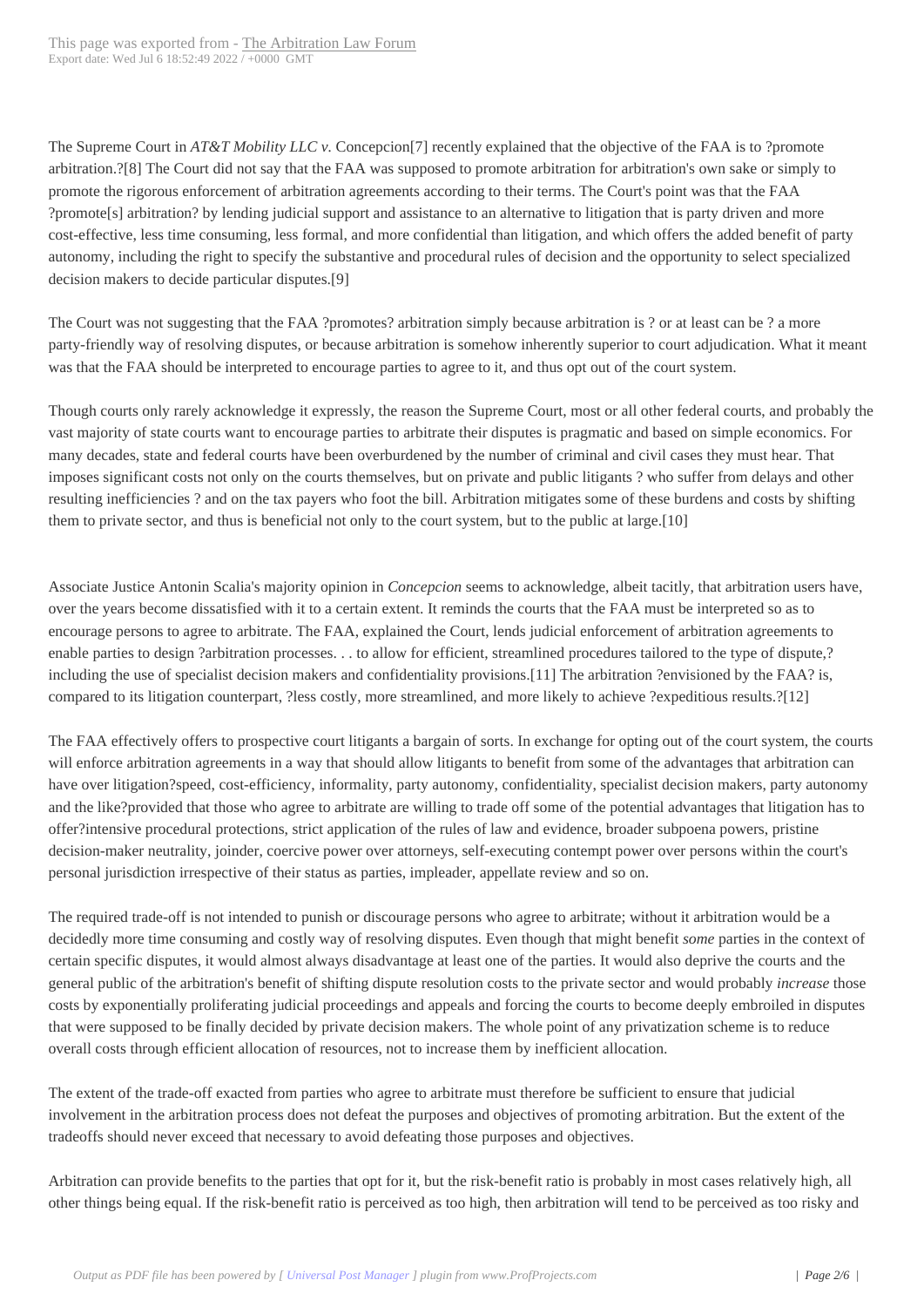The Supreme Court in *AT&T Mobility LLC v.* Concepcion[7] recently explained that the objective of the FAA is to ?promote arbitration.?[8] The Court did not say that the FAA was supposed to promote arbitration for arbitration's own sake or simply to promote the rigorous enforcement of arbitration agreements according to their terms. The Court's point was that the FAA ?promote[s] arbitration? by lending judicial support and assistance to an alternative to litigation that is party driven and more cost-effective, less time consuming, less formal, and more confidential than litigation, and which offers the added benefit of party autonomy, including the right to specify the substantive and procedural rules of decision and the opportunity to select specialized decision makers to decide particular disputes.[9]

The Court was not suggesting that the FAA ?promotes? arbitration simply because arbitration is ? or at least can be ? a more party-friendly way of resolving disputes, or because arbitration is somehow inherently superior to court adjudication. What it meant was that the FAA should be interpreted to encourage parties to agree to it, and thus opt out of the court system.

Though courts only rarely acknowledge it expressly, the reason the Supreme Court, most or all other federal courts, and probably the vast majority of state courts want to encourage parties to arbitrate their disputes is pragmatic and based on simple economics. For many decades, state and federal courts have been overburdened by the number of criminal and civil cases they must hear. That imposes significant costs not only on the courts themselves, but on private and public litigants ? who suffer from delays and other resulting inefficiencies ? and on the tax payers who foot the bill. Arbitration mitigates some of these burdens and costs by shifting them to private sector, and thus is beneficial not only to the court system, but to the public at large.[10]

Associate Justice Antonin Scalia's majority opinion in *Concepcion* seems to acknowledge, albeit tacitly, that arbitration users have, over the years become dissatisfied with it to a certain extent. It reminds the courts that the FAA must be interpreted so as to encourage persons to agree to arbitrate. The FAA, explained the Court, lends judicial enforcement of arbitration agreements to enable parties to design ?arbitration processes. . . to allow for efficient, streamlined procedures tailored to the type of dispute,? including the use of specialist decision makers and confidentiality provisions.[11] The arbitration ?envisioned by the FAA? is, compared to its litigation counterpart, ?less costly, more streamlined, and more likely to achieve ?expeditious results.?[12]

The FAA effectively offers to prospective court litigants a bargain of sorts. In exchange for opting out of the court system, the courts will enforce arbitration agreements in a way that should allow litigants to benefit from some of the advantages that arbitration can have over litigation?speed, cost-efficiency, informality, party autonomy, confidentiality, specialist decision makers, party autonomy and the like?provided that those who agree to arbitrate are willing to trade off some of the potential advantages that litigation has to offer?intensive procedural protections, strict application of the rules of law and evidence, broader subpoena powers, pristine decision-maker neutrality, joinder, coercive power over attorneys, self-executing contempt power over persons within the court's personal jurisdiction irrespective of their status as parties, impleader, appellate review and so on.

The required trade-off is not intended to punish or discourage persons who agree to arbitrate; without it arbitration would be a decidedly more time consuming and costly way of resolving disputes. Even though that might benefit *some* parties in the context of certain specific disputes, it would almost always disadvantage at least one of the parties. It would also deprive the courts and the general public of the arbitration's benefit of shifting dispute resolution costs to the private sector and would probably *increase* those costs by exponentially proliferating judicial proceedings and appeals and forcing the courts to become deeply embroiled in disputes that were supposed to be finally decided by private decision makers. The whole point of any privatization scheme is to reduce overall costs through efficient allocation of resources, not to increase them by inefficient allocation.

The extent of the trade-off exacted from parties who agree to arbitrate must therefore be sufficient to ensure that judicial involvement in the arbitration process does not defeat the purposes and objectives of promoting arbitration. But the extent of the tradeoffs should never exceed that necessary to avoid defeating those purposes and objectives.

Arbitration can provide benefits to the parties that opt for it, but the risk-benefit ratio is probably in most cases relatively high, all other things being equal. If the risk-benefit ratio is perceived as too high, then arbitration will tend to be perceived as too risky and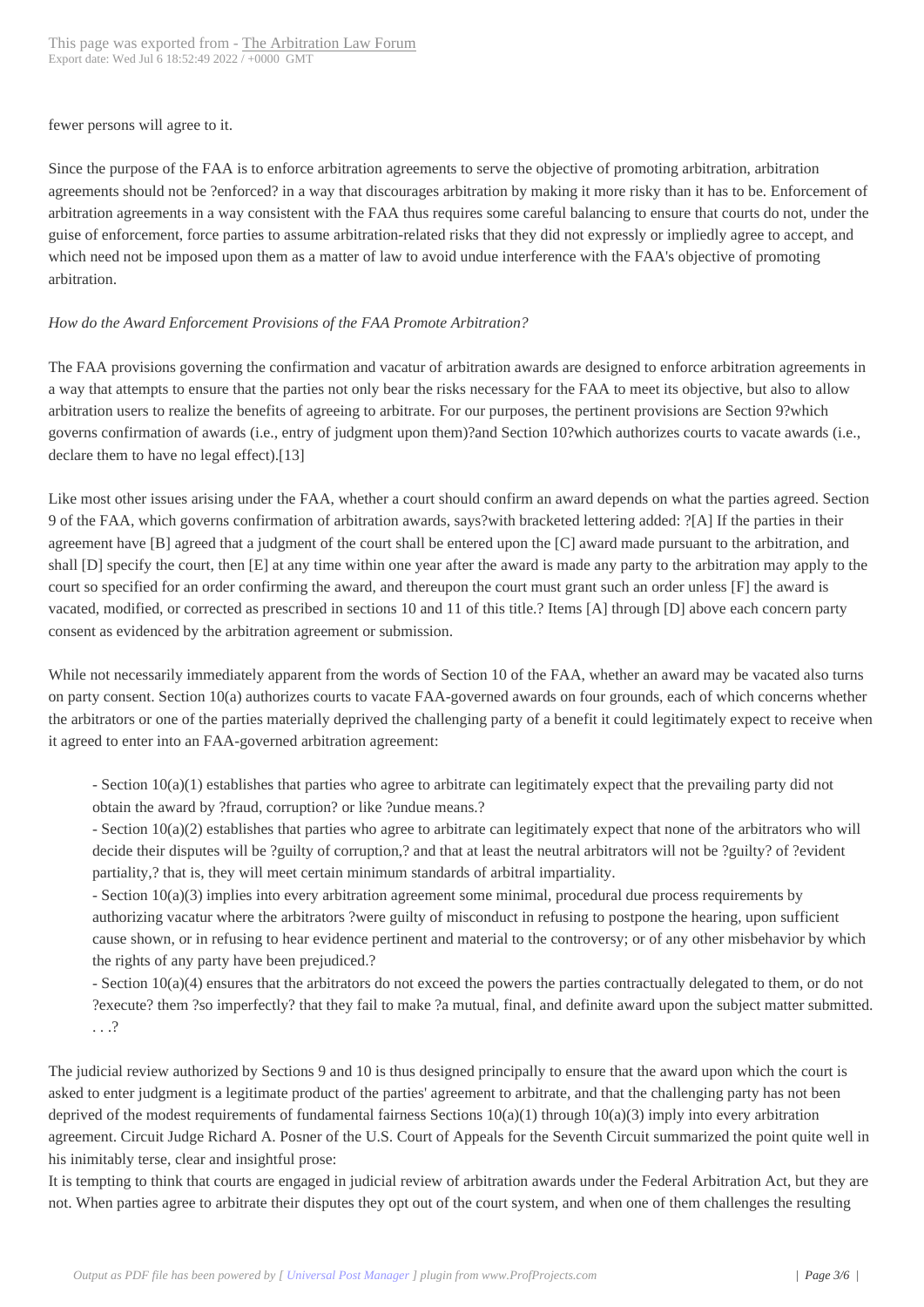fewer persons will agree to it.

Since the purpose of the FAA is to enforce arbitration agreements to serve the objective of promoting arbitration, arbitration agreements should not be ?enforced? in a way that discourages arbitration by making it more risky than it has to be. Enforcement of arbitration agreements in a way consistent with the FAA thus requires some careful balancing to ensure that courts do not, under the guise of enforcement, force parties to assume arbitration-related risks that they did not expressly or impliedly agree to accept, and which need not be imposed upon them as a matter of law to avoid undue interference with the FAA's objective of promoting arbitration.

*How do the Award Enforcement Provisions of the FAA Promote Arbitration?*

The FAA provisions governing the confirmation and vacatur of arbitration awards are designed to enforce arbitration agreements in a way that attempts to ensure that the parties not only bear the risks necessary for the FAA to meet its objective, but also to allow arbitration users to realize the benefits of agreeing to arbitrate. For our purposes, the pertinent provisions are Section 9?which governs confirmation of awards (i.e., entry of judgment upon them)?and Section 10?which authorizes courts to vacate awards (i.e., declare them to have no legal effect).[13]

Like most other issues arising under the FAA, whether a court should confirm an award depends on what the parties agreed. Section 9 of the FAA, which governs confirmation of arbitration awards, says?with bracketed lettering added: ?[A] If the parties in their agreement have [B] agreed that a judgment of the court shall be entered upon the [C] award made pursuant to the arbitration, and shall [D] specify the court, then [E] at any time within one year after the award is made any party to the arbitration may apply to the court so specified for an order confirming the award, and thereupon the court must grant such an order unless [F] the award is vacated, modified, or corrected as prescribed in sections 10 and 11 of this title.? Items [A] through [D] above each concern party consent as evidenced by the arbitration agreement or submission.

While not necessarily immediately apparent from the words of Section 10 of the FAA, whether an award may be vacated also turns on party consent. Section 10(a) authorizes courts to vacate FAA-governed awards on four grounds, each of which concerns whether the arbitrators or one of the parties materially deprived the challenging party of a benefit it could legitimately expect to receive when it agreed to enter into an FAA-governed arbitration agreement:

- Section 10(a)(1) establishes that parties who agree to arbitrate can legitimately expect that the prevailing party did not obtain the award by ?fraud, corruption? or like ?undue means.?
- Section 10(a)(2) establishes that parties who agree to arbitrate can legitimately expect that none of the arbitrators who will decide their disputes will be ?guilty of corruption,? and that at least the neutral arbitrators will not be ?guilty? of ?evident partiality,? that is, they will meet certain minimum standards of arbitral impartiality.
- Section 10(a)(3) implies into every arbitration agreement some minimal, procedural due process requirements by authorizing vacatur where the arbitrators ?were guilty of misconduct in refusing to postpone the hearing, upon sufficient cause shown, or in refusing to hear evidence pertinent and material to the controversy; or of any other misbehavior by which the rights of any party have been prejudiced.?
- Section 10(a)(4) ensures that the arbitrators do not exceed the powers the parties contractually delegated to them, or do not ?execute? them ?so imperfectly? that they fail to make ?a mutual, final, and definite award upon the subject matter submitted. . . .?

The judicial review authorized by Sections 9 and 10 is thus designed principally to ensure that the award upon which the court is asked to enter judgment is a legitimate product of the parties' agreement to arbitrate, and that the challenging party has not been deprived of the modest requirements of fundamental fairness Sections 10(a)(1) through 10(a)(3) imply into every arbitration agreement. Circuit Judge Richard A. Posner of the U.S. Court of Appeals for the Seventh Circuit summarized the point quite well in his inimitably terse, clear and insightful prose:

It is tempting to think that courts are engaged in judicial review of arbitration awards under the Federal Arbitration Act, but they are not. When parties agree to arbitrate their disputes they opt out of the court system, and when one of them challenges the resulting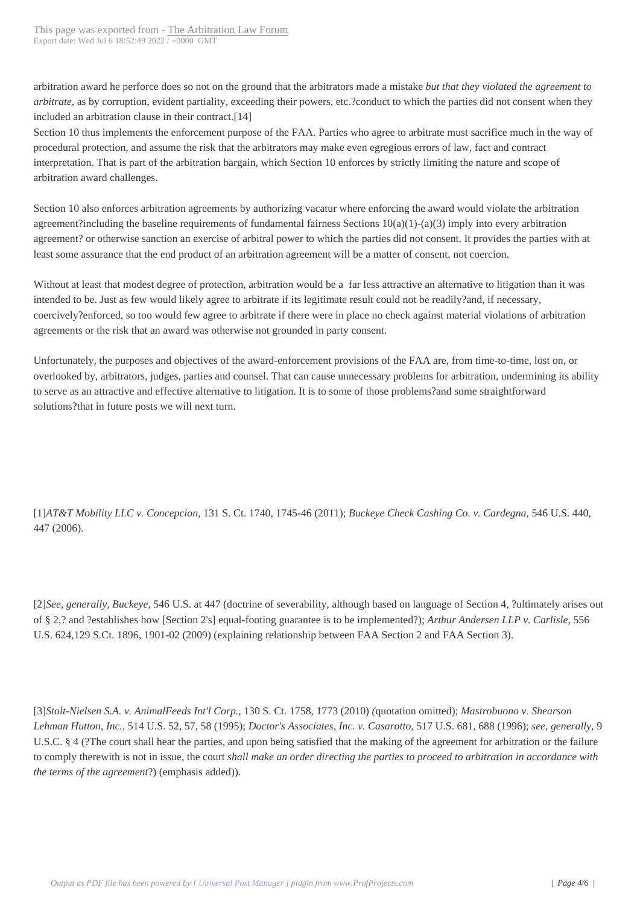arbitration award he perforce does so not on the ground that the arbitrators made a mistake *but that they violated the agreement to arbitrate*, as by corruption, evident partiality, exceeding their powers, etc.?conduct to which the parties did not consent when they included an arbitration clause in their contract.[14]

Section 10 thus implements the enforcement purpose of the FAA. Parties who agree to arbitrate must sacrifice much in the way of procedural protection, and assume the risk that the arbitrators may make even egregious errors of law, fact and contract interpretation. That is part of the arbitration bargain, which Section 10 enforces by strictly limiting the nature and scope of arbitration award challenges.

Section 10 also enforces arbitration agreements by authorizing vacatur where enforcing the award would violate the arbitration agreement?including the baseline requirements of fundamental fairness Sections 10(a)(1)-(a)(3) imply into every arbitration agreement? or otherwise sanction an exercise of arbitral power to which the parties did not consent. It provides the parties with at least some assurance that the end product of an arbitration agreement will be a matter of consent, not coercion.

Without at least that modest degree of protection, arbitration would be a far less attractive an alternative to litigation than it was intended to be. Just as few would likely agree to arbitrate if its legitimate result could not be readily?and, if necessary, coercively?enforced, so too would few agree to arbitrate if there were in place no check against material violations of arbitration agreements or the risk that an award was otherwise not grounded in party consent.

Unfortunately, the purposes and objectives of the award-enforcement provisions of the FAA are, from time-to-time, lost on, or overlooked by, arbitrators, judges, parties and counsel. That can cause unnecessary problems for arbitration, undermining its ability to serve as an attractive and effective alternative to litigation. It is to some of those problems?and some straightforward solutions?that in future posts we will next turn.

[1]*AT&T Mobility LLC v. Concepcion*, 131 S. Ct. 1740, 1745-46 (2011); *Buckeye Check Cashing Co. v. Cardegna*, 546 U.S. 440, 447 (2006).

[2]*See, generally*, *Buckeye*, 546 U.S. at 447 (doctrine of severability, although based on language of Section 4, ?ultimately arises out of § 2,? and ?establishes how [Section 2's] equal-footing guarantee is to be implemented?); *Arthur Andersen LLP v. Carlisle*, 556 U.S. 624,129 S.Ct. 1896, 1901-02 (2009) (explaining relationship between FAA Section 2 and FAA Section 3).

[3]*Stolt-Nielsen S.A. v. AnimalFeeds Int'l Corp.*, 130 S. Ct. 1758, 1773 (2010) (quotation omitted); *Mastrobuono v. Shearson Lehman Hutton, Inc.*, 514 U.S. 52, 57, 58 (1995); *Doctor's Associates, Inc. v. Casarotto*, 517 U.S. 681, 688 (1996); *see, generally*, 9 U.S.C. § 4 (?The court shall hear the parties, and upon being satisfied that the making of the agreement for arbitration or the failure to comply therewith is not in issue, the court *shall make an order directing the parties to proceed to arbitration in accordance with the terms of the agreement*?) (emphasis added)).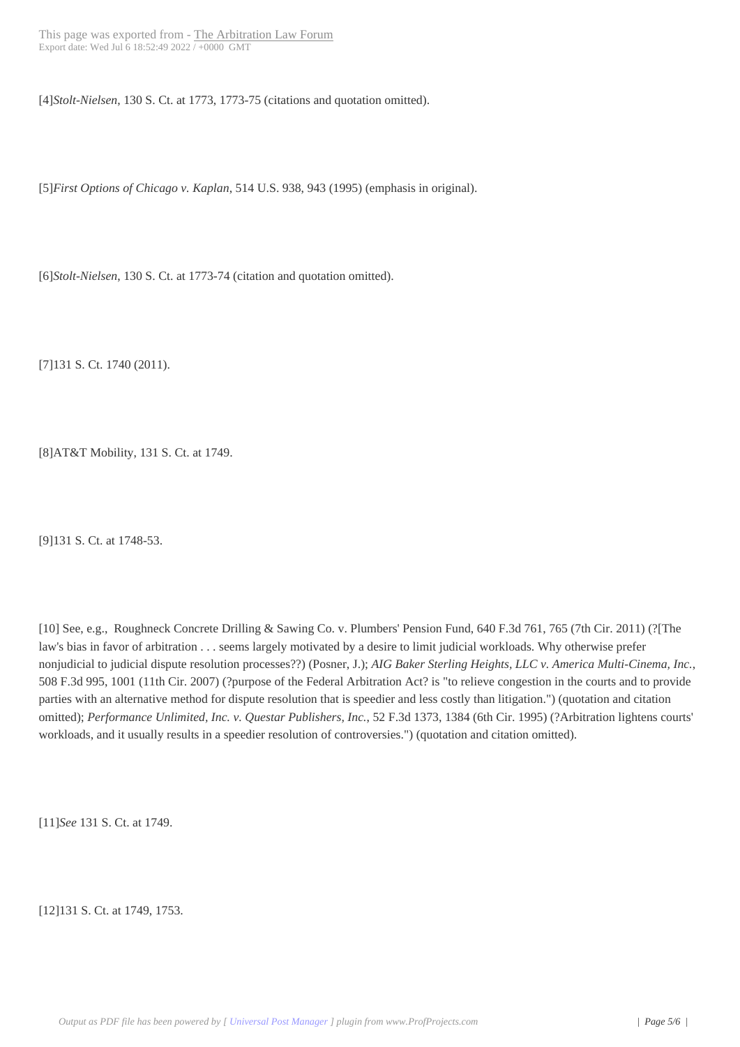[4]*Stolt-Nielsen*, 130 S. Ct. at 1773, 1773-75 (citations and quotation omitted).

[5]*First Options of Chicago v. Kaplan*, 514 U.S. 938, 943 (1995) (emphasis in original).

[6]*Stolt-Nielsen*, 130 S. Ct. at 1773-74 (citation and quotation omitted).

[7]131 S. Ct. 1740 (2011).

[8]AT&T Mobility, 131 S. Ct. at 1749.

[9]131 S. Ct. at 1748-53.

[10] See, e.g., Roughneck Concrete Drilling & Sawing Co. v. Plumbers' Pension Fund, 640 F.3d 761, 765 (7th Cir. 2011) (?[The law's bias in favor of arbitration . . . seems largely motivated by a desire to limit judicial workloads. Why otherwise prefer nonjudicial to judicial dispute resolution processes??) (Posner, J.); *AIG Baker Sterling Heights, LLC v. America Multi-Cinema, Inc.*, 508 F.3d 995, 1001 (11th Cir. 2007) (?purpose of the Federal Arbitration Act? is "to relieve congestion in the courts and to provide parties with an alternative method for dispute resolution that is speedier and less costly than litigation.") (quotation and citation omitted); *Performance Unlimited, Inc. v. Questar Publishers, Inc.*, 52 F.3d 1373, 1384 (6th Cir. 1995) (?Arbitration lightens courts' workloads, and it usually results in a speedier resolution of controversies.") (quotation and citation omitted).

[11]*See* 131 S. Ct. at 1749.

[12]131 S. Ct. at 1749, 1753.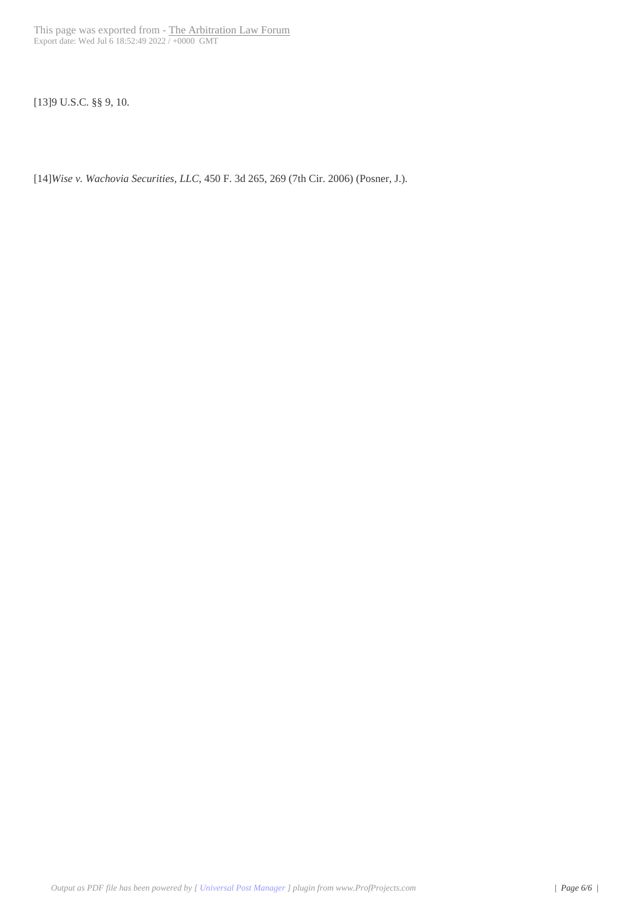[13]9 U.S.C. §§ 9, 10.

[14]*Wise v. Wachovia Securities, LLC*, 450 F. 3d 265, 269 (7th Cir. 2006) (Posner, J.).